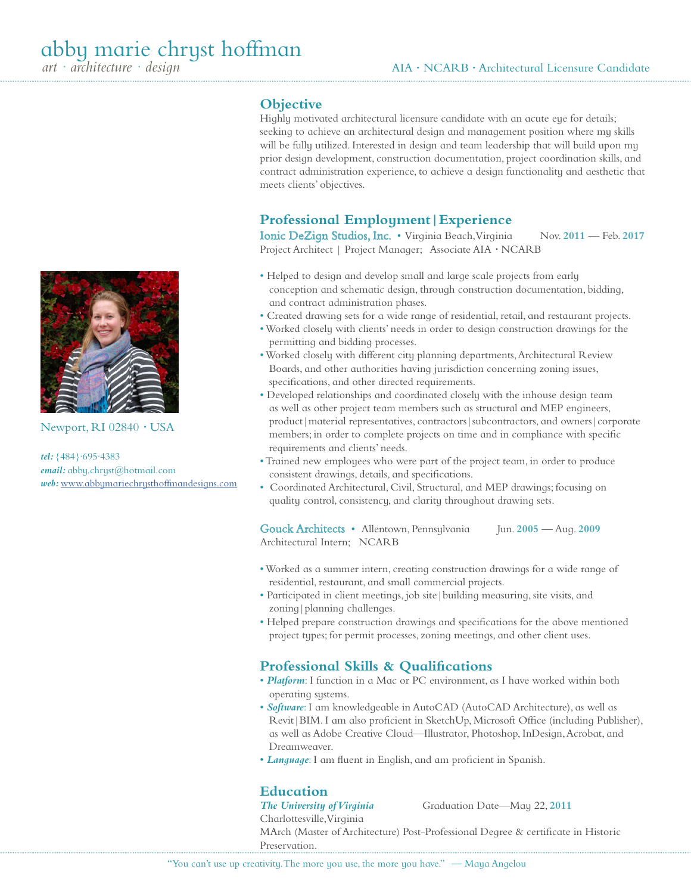# abby marie chryst hoffman

*art · architecture · design*

AIA · NCARB · Architectural Licensure Candidate

Newport, RI 02840 · USA

***tel:*** {484}·695·4383
***email:*** abby.chryst@hotmail.com
***web:*** www.abbymariechrysthoffmandesigns.com

## Objective

Highly motivated architectural licensure candidate with an acute eye for details; seeking to achieve an architectural design and management position where my skills will be fully utilized. Interested in design and team leadership that will build upon my prior design development, construction documentation, project coordination skills, and contract administration experience, to achieve a design functionality and aesthetic that meets clients' objectives.

## Professional Employment | Experience

**Ionic DeZign Studios, Inc.** • Virginia Beach, Virginia — Nov. 2011 — Feb. 2017
Project Architect | Project Manager; Associate AIA · NCARB

- Helped to design and develop small and large scale projects from early conception and schematic design, through construction documentation, bidding, and contract administration phases.
- Created drawing sets for a wide range of residential, retail, and restaurant projects.
- Worked closely with clients' needs in order to design construction drawings for the permitting and bidding processes.
- Worked closely with different city planning departments, Architectural Review Boards, and other authorities having jurisdiction concerning zoning issues, specifications, and other directed requirements.
- Developed relationships and coordinated closely with the inhouse design team as well as other project team members such as structural and MEP engineers, product | material representatives, contractors | subcontractors, and owners | corporate members; in order to complete projects on time and in compliance with specific requirements and clients' needs.
- Trained new employees who were part of the project team, in order to produce consistent drawings, details, and specifications.
- Coordinated Architectural, Civil, Structural, and MEP drawings; focusing on quality control, consistency, and clarity throughout drawing sets.

**Gouck Architects** • Allentown, Pennsylvania — Jun. 2005 — Aug. 2009
Architectural Intern; NCARB

- Worked as a summer intern, creating construction drawings for a wide range of residential, restaurant, and small commercial projects.
- Participated in client meetings, job site | building measuring, site visits, and zoning | planning challenges.
- Helped prepare construction drawings and specifications for the above mentioned project types; for permit processes, zoning meetings, and other client uses.

## Professional Skills & Qualifications

- ***Platform***: I function in a Mac or PC environment, as I have worked within both operating systems.
- ***Software***: I am knowledgeable in AutoCAD (AutoCAD Architecture), as well as Revit | BIM. I am also proficient in SketchUp, Microsoft Office (including Publisher), as well as Adobe Creative Cloud—Illustrator, Photoshop, InDesign, Acrobat, and Dreamweaver.
- ***Language***: I am fluent in English, and am proficient in Spanish.

## Education

***The University of Virginia*** — Graduation Date—May 22, 2011
Charlottesville, Virginia
MArch (Master of Architecture) Post-Professional Degree & certificate in Historic Preservation.

"You can't use up creativity. The more you use, the more you have." — Maya Angelou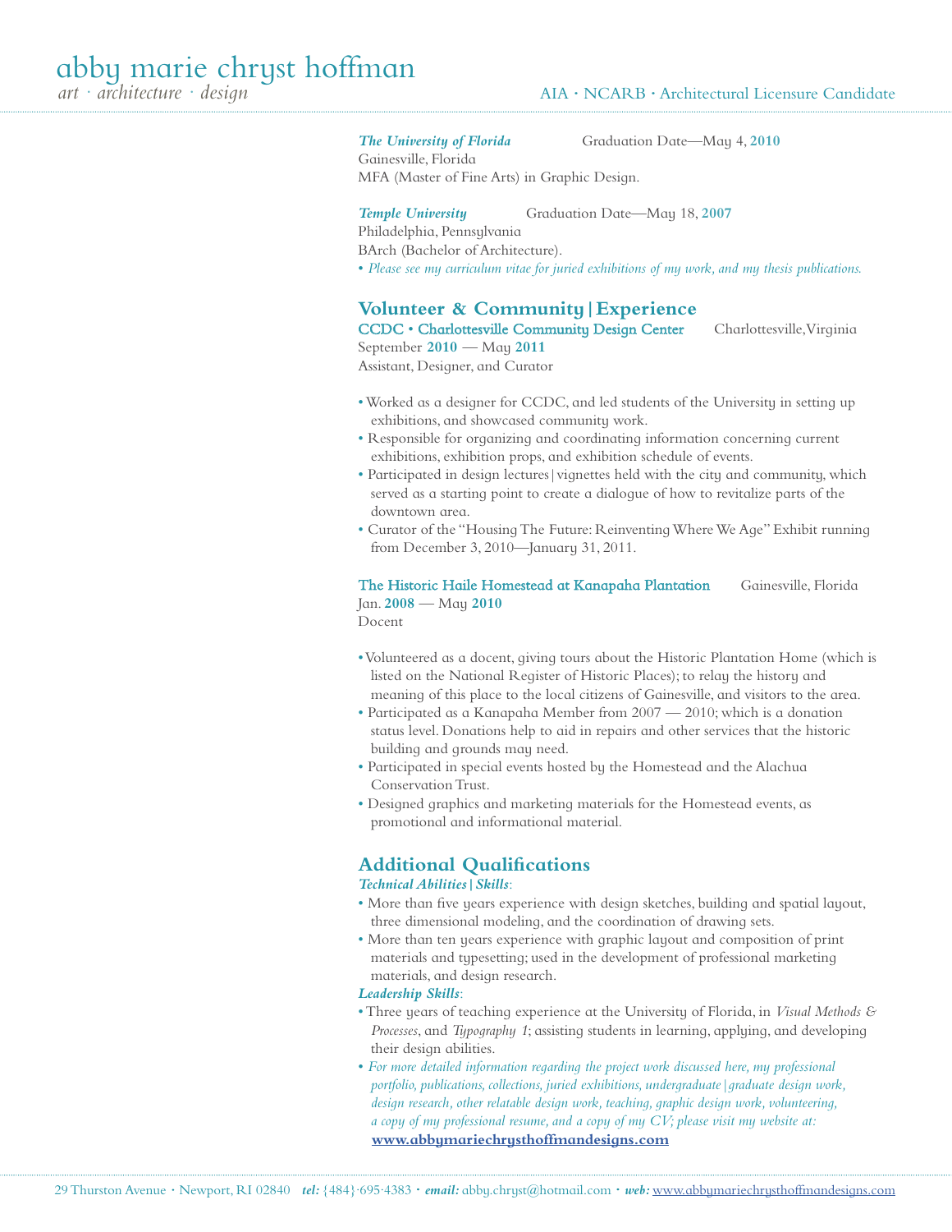*The University of Florida* Graduation Date—May 4, **2010**
Gainesville, Florida
MFA (Master of Fine Arts) in Graphic Design.

*Temple University* Graduation Date—May 18, **2007**
Philadelphia, Pennsylvania
BArch (Bachelor of Architecture).
• *Please see my curriculum vitae for juried exhibitions of my work, and my thesis publications.*

## Volunteer & Community | Experience

**CCDC • Charlottesville Community Design Center** Charlottesville, Virginia
September **2010** — May **2011**
Assistant, Designer, and Curator

- Worked as a designer for CCDC, and led students of the University in setting up exhibitions, and showcased community work.
- Responsible for organizing and coordinating information concerning current exhibitions, exhibition props, and exhibition schedule of events.
- Participated in design lectures | vignettes held with the city and community, which served as a starting point to create a dialogue of how to revitalize parts of the downtown area.
- Curator of the "Housing The Future: Reinventing Where We Age" Exhibit running from December 3, 2010—January 31, 2011.

**The Historic Haile Homestead at Kanapaha Plantation** Gainesville, Florida
Jan. **2008** — May **2010**
Docent

- Volunteered as a docent, giving tours about the Historic Plantation Home (which is listed on the National Register of Historic Places); to relay the history and meaning of this place to the local citizens of Gainesville, and visitors to the area.
- Participated as a Kanapaha Member from 2007 — 2010; which is a donation status level. Donations help to aid in repairs and other services that the historic building and grounds may need.
- Participated in special events hosted by the Homestead and the Alachua Conservation Trust.
- Designed graphics and marketing materials for the Homestead events, as promotional and informational material.

## Additional Qualifications

***Technical Abilities | Skills***:

- More than five years experience with design sketches, building and spatial layout, three dimensional modeling, and the coordination of drawing sets.
- More than ten years experience with graphic layout and composition of print materials and typesetting; used in the development of professional marketing materials, and design research.

***Leadership Skills***:

- Three years of teaching experience at the University of Florida, in *Visual Methods & Processes*, and *Typography 1*; assisting students in learning, applying, and developing their design abilities.
- *For more detailed information regarding the project work discussed here, my professional portfolio, publications, collections, juried exhibitions, undergraduate | graduate design work, design research, other relatable design work, teaching, graphic design work, volunteering, a copy of my professional resume, and a copy of my CV; please visit my website at:* **www.abbymariechrysthoffmandesigns.com**